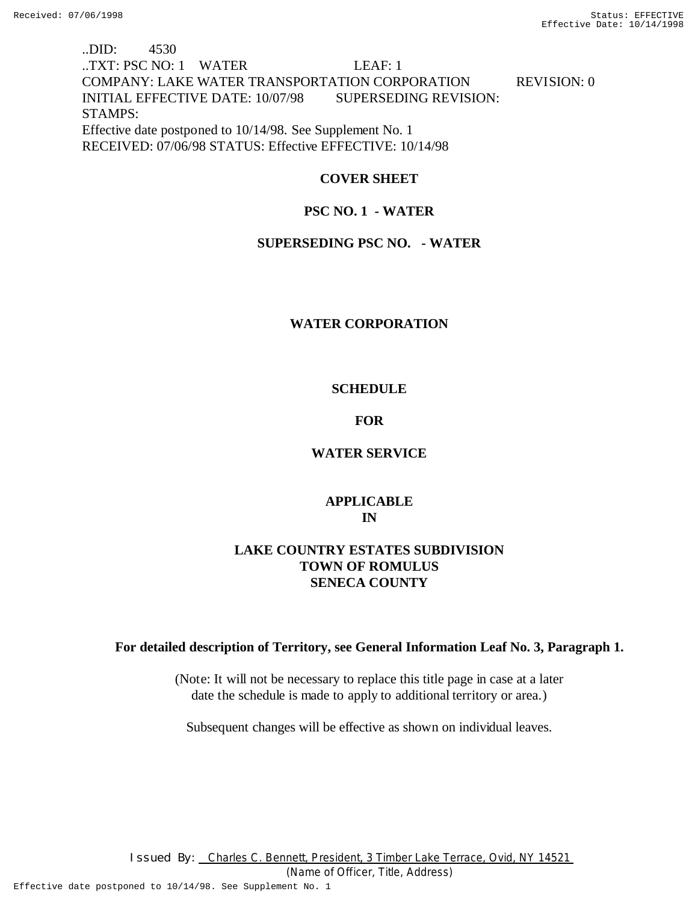..DID: 4530
..TXT: PSC NO: 1 WATER LEAF: 1
COMPANY: LAKE WATER TRANSPORTATION CORPORATION REVISION: 0
INITIAL EFFECTIVE DATE: 10/07/98 SUPERSEDING REVISION:
STAMPS:
Effective date postponed to 10/14/98. See Supplement No. 1
RECEIVED: 07/06/98 STATUS: Effective EFFECTIVE: 10/14/98

**COVER SHEET**

**PSC NO. 1 - WATER**

**SUPERSEDING PSC NO. - WATER**

**WATER CORPORATION**

**SCHEDULE**

**FOR**

**WATER SERVICE**

**APPLICABLE**
**IN**

**LAKE COUNTRY ESTATES SUBDIVISION**
**TOWN OF ROMULUS**
**SENECA COUNTY**

**For detailed description of Territory, see General Information Leaf No. 3, Paragraph 1.**

(Note: It will not be necessary to replace this title page in case at a later date the schedule is made to apply to additional territory or area.)

Subsequent changes will be effective as shown on individual leaves.

Issued By: Charles C. Bennett, President, 3 Timber Lake Terrace, Ovid, NY 14521
(Name of Officer, Title, Address)

Effective date postponed to 10/14/98. See Supplement No. 1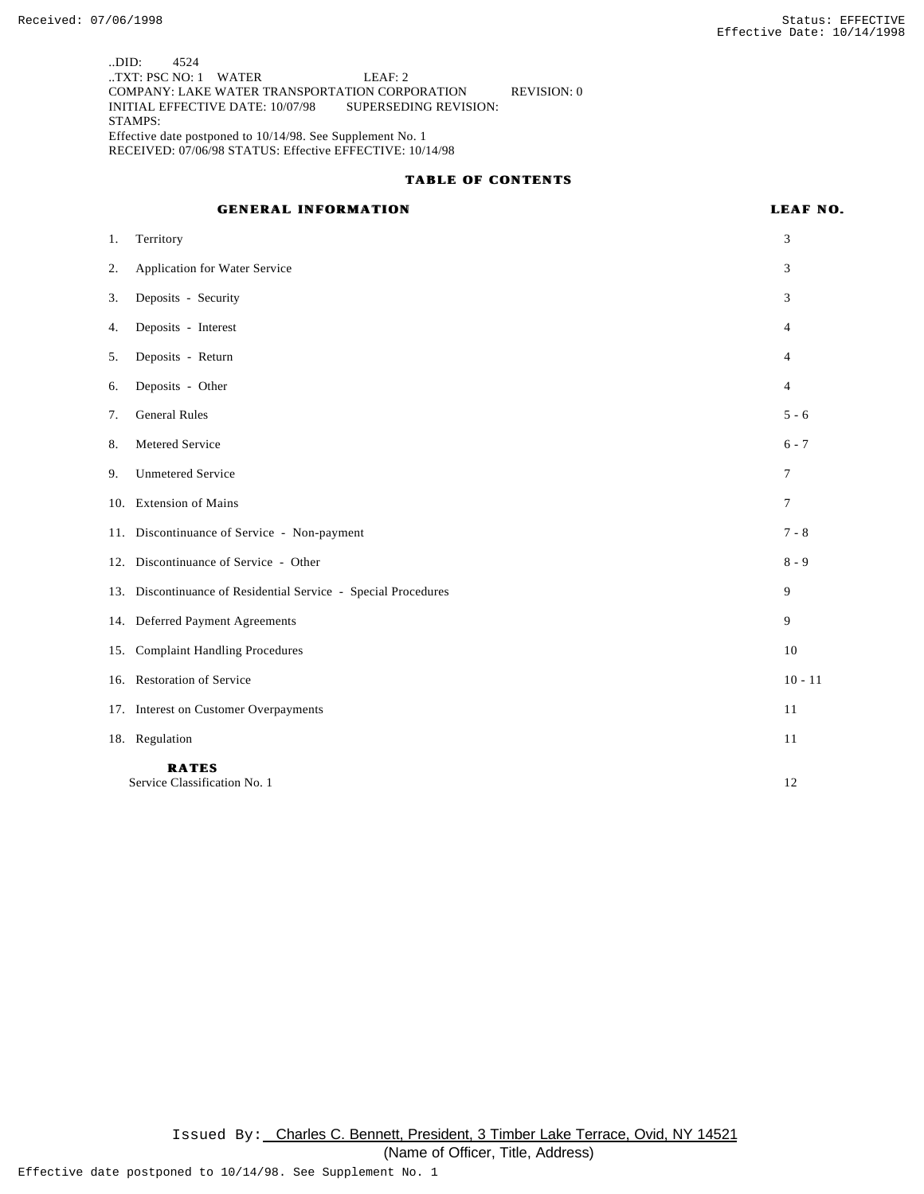..DID: 4524
..TXT: PSC NO: 1 WATER LEAF: 2
COMPANY: LAKE WATER TRANSPORTATION CORPORATION REVISION: 0
INITIAL EFFECTIVE DATE: 10/07/98 SUPERSEDING REVISION:
STAMPS:
Effective date postponed to 10/14/98. See Supplement No. 1
RECEIVED: 07/06/98 STATUS: Effective EFFECTIVE: 10/14/98

## TABLE OF CONTENTS

| GENERAL INFORMATION | LEAF NO. |
|---|---|
| 1. Territory | 3 |
| 2. Application for Water Service | 3 |
| 3. Deposits - Security | 3 |
| 4. Deposits - Interest | 4 |
| 5. Deposits - Return | 4 |
| 6. Deposits - Other | 4 |
| 7. General Rules | 5 - 6 |
| 8. Metered Service | 6 - 7 |
| 9. Unmetered Service | 7 |
| 10. Extension of Mains | 7 |
| 11. Discontinuance of Service - Non-payment | 7 - 8 |
| 12. Discontinuance of Service - Other | 8 - 9 |
| 13. Discontinuance of Residential Service - Special Procedures | 9 |
| 14. Deferred Payment Agreements | 9 |
| 15. Complaint Handling Procedures | 10 |
| 16. Restoration of Service | 10 - 11 |
| 17. Interest on Customer Overpayments | 11 |
| 18. Regulation | 11 |
| **RATES** | |
| Service Classification No. 1 | 12 |

Issued By: Charles C. Bennett, President, 3 Timber Lake Terrace, Ovid, NY 14521
(Name of Officer, Title, Address)

Effective date postponed to 10/14/98. See Supplement No. 1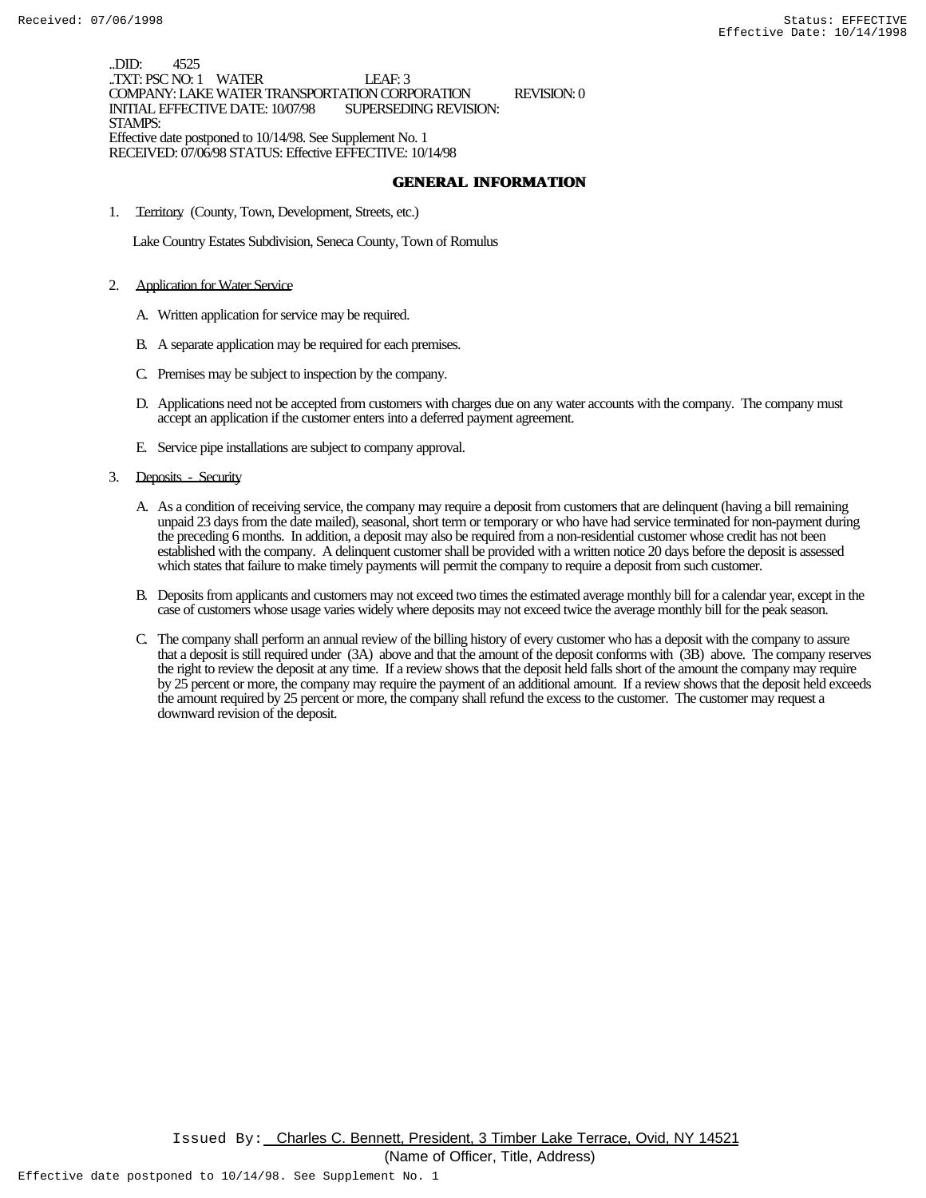..DID: 4525
..TXT: PSC NO: 1 WATER LEAF: 3
COMPANY: LAKE WATER TRANSPORTATION CORPORATION REVISION: 0
INITIAL EFFECTIVE DATE: 10/07/98 SUPERSEDING REVISION:
STAMPS:
Effective date postponed to 10/14/98. See Supplement No. 1
RECEIVED: 07/06/98 STATUS: Effective EFFECTIVE: 10/14/98

## GENERAL INFORMATION

1. Territory (County, Town, Development, Streets, etc.)

   Lake Country Estates Subdivision, Seneca County, Town of Romulus

2. Application for Water Service

   A. Written application for service may be required.

   B. A separate application may be required for each premises.

   C. Premises may be subject to inspection by the company.

   D. Applications need not be accepted from customers with charges due on any water accounts with the company. The company must accept an application if the customer enters into a deferred payment agreement.

   E. Service pipe installations are subject to company approval.

3. Deposits - Security

   A. As a condition of receiving service, the company may require a deposit from customers that are delinquent (having a bill remaining unpaid 23 days from the date mailed), seasonal, short term or temporary or who have had service terminated for non-payment during the preceding 6 months. In addition, a deposit may also be required from a non-residential customer whose credit has not been established with the company. A delinquent customer shall be provided with a written notice 20 days before the deposit is assessed which states that failure to make timely payments will permit the company to require a deposit from such customer.

   B. Deposits from applicants and customers may not exceed two times the estimated average monthly bill for a calendar year, except in the case of customers whose usage varies widely where deposits may not exceed twice the average monthly bill for the peak season.

   C. The company shall perform an annual review of the billing history of every customer who has a deposit with the company to assure that a deposit is still required under (3A) above and that the amount of the deposit conforms with (3B) above. The company reserves the right to review the deposit at any time. If a review shows that the deposit held falls short of the amount the company may require by 25 percent or more, the company may require the payment of an additional amount. If a review shows that the deposit held exceeds the amount required by 25 percent or more, the company shall refund the excess to the customer. The customer may request a downward revision of the deposit.

Issued By: Charles C. Bennett, President, 3 Timber Lake Terrace, Ovid, NY 14521
(Name of Officer, Title, Address)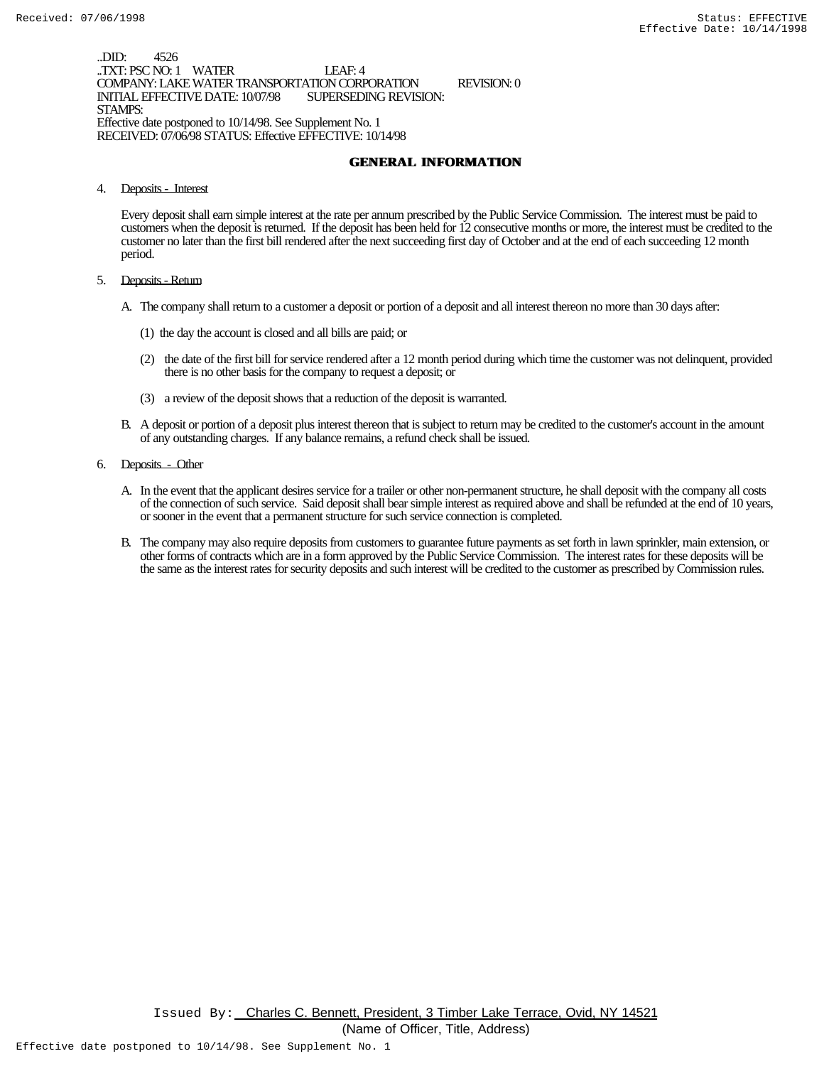..DID: 4526
..TXT: PSC NO: 1 WATER LEAF: 4
COMPANY: LAKE WATER TRANSPORTATION CORPORATION REVISION: 0
INITIAL EFFECTIVE DATE: 10/07/98 SUPERSEDING REVISION:
STAMPS:
Effective date postponed to 10/14/98. See Supplement No. 1
RECEIVED: 07/06/98 STATUS: Effective EFFECTIVE: 10/14/98

## GENERAL INFORMATION

4. Deposits - Interest

Every deposit shall earn simple interest at the rate per annum prescribed by the Public Service Commission. The interest must be paid to customers when the deposit is returned. If the deposit has been held for 12 consecutive months or more, the interest must be credited to the customer no later than the first bill rendered after the next succeeding first day of October and at the end of each succeeding 12 month period.

5. Deposits - Return

A. The company shall return to a customer a deposit or portion of a deposit and all interest thereon no more than 30 days after:

(1) the day the account is closed and all bills are paid; or

(2) the date of the first bill for service rendered after a 12 month period during which time the customer was not delinquent, provided there is no other basis for the company to request a deposit; or

(3) a review of the deposit shows that a reduction of the deposit is warranted.

B. A deposit or portion of a deposit plus interest thereon that is subject to return may be credited to the customer's account in the amount of any outstanding charges. If any balance remains, a refund check shall be issued.

6. Deposits - Other

A. In the event that the applicant desires service for a trailer or other non-permanent structure, he shall deposit with the company all costs of the connection of such service. Said deposit shall bear simple interest as required above and shall be refunded at the end of 10 years, or sooner in the event that a permanent structure for such service connection is completed.

B. The company may also require deposits from customers to guarantee future payments as set forth in lawn sprinkler, main extension, or other forms of contracts which are in a form approved by the Public Service Commission. The interest rates for these deposits will be the same as the interest rates for security deposits and such interest will be credited to the customer as prescribed by Commission rules.

Issued By: Charles C. Bennett, President, 3 Timber Lake Terrace, Ovid, NY 14521
(Name of Officer, Title, Address)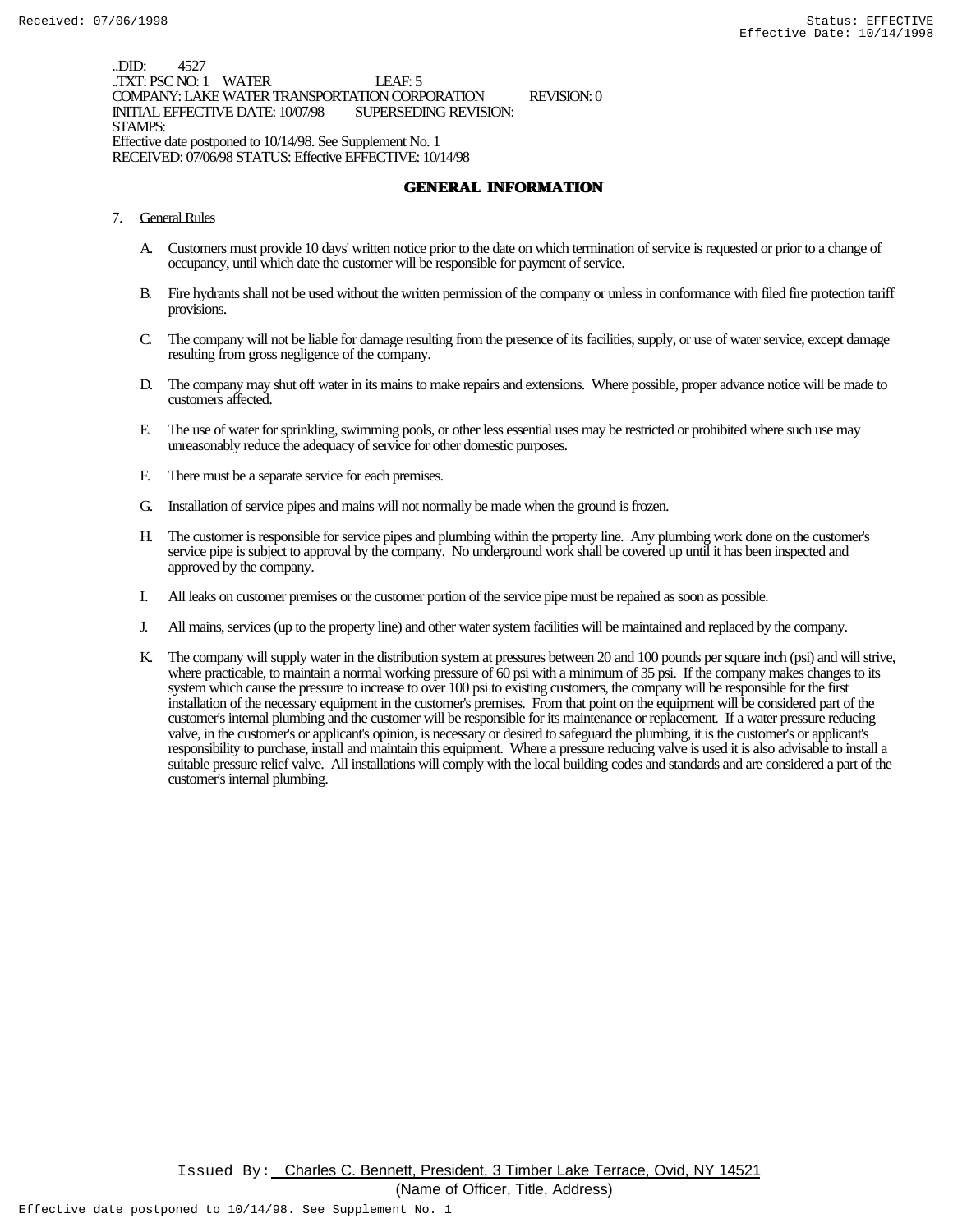..DID: 4527
..TXT: PSC NO: 1 WATER LEAF: 5
COMPANY: LAKE WATER TRANSPORTATION CORPORATION REVISION: 0
INITIAL EFFECTIVE DATE: 10/07/98 SUPERSEDING REVISION:
STAMPS:
Effective date postponed to 10/14/98. See Supplement No. 1
RECEIVED: 07/06/98 STATUS: Effective EFFECTIVE: 10/14/98

## GENERAL INFORMATION

7. General Rules

   A. Customers must provide 10 days' written notice prior to the date on which termination of service is requested or prior to a change of occupancy, until which date the customer will be responsible for payment of service.

   B. Fire hydrants shall not be used without the written permission of the company or unless in conformance with filed fire protection tariff provisions.

   C. The company will not be liable for damage resulting from the presence of its facilities, supply, or use of water service, except damage resulting from gross negligence of the company.

   D. The company may shut off water in its mains to make repairs and extensions. Where possible, proper advance notice will be made to customers affected.

   E. The use of water for sprinkling, swimming pools, or other less essential uses may be restricted or prohibited where such use may unreasonably reduce the adequacy of service for other domestic purposes.

   F. There must be a separate service for each premises.

   G. Installation of service pipes and mains will not normally be made when the ground is frozen.

   H. The customer is responsible for service pipes and plumbing within the property line. Any plumbing work done on the customer's service pipe is subject to approval by the company. No underground work shall be covered up until it has been inspected and approved by the company.

   I. All leaks on customer premises or the customer portion of the service pipe must be repaired as soon as possible.

   J. All mains, services (up to the property line) and other water system facilities will be maintained and replaced by the company.

   K. The company will supply water in the distribution system at pressures between 20 and 100 pounds per square inch (psi) and will strive, where practicable, to maintain a normal working pressure of 60 psi with a minimum of 35 psi. If the company makes changes to its system which cause the pressure to increase to over 100 psi to existing customers, the company will be responsible for the first installation of the necessary equipment in the customer's premises. From that point on the equipment will be considered part of the customer's internal plumbing and the customer will be responsible for its maintenance or replacement. If a water pressure reducing valve, in the customer's or applicant's opinion, is necessary or desired to safeguard the plumbing, it is the customer's or applicant's responsibility to purchase, install and maintain this equipment. Where a pressure reducing valve is used it is also advisable to install a suitable pressure relief valve. All installations will comply with the local building codes and standards and are considered a part of the customer's internal plumbing.

Issued By: Charles C. Bennett, President, 3 Timber Lake Terrace, Ovid, NY 14521
(Name of Officer, Title, Address)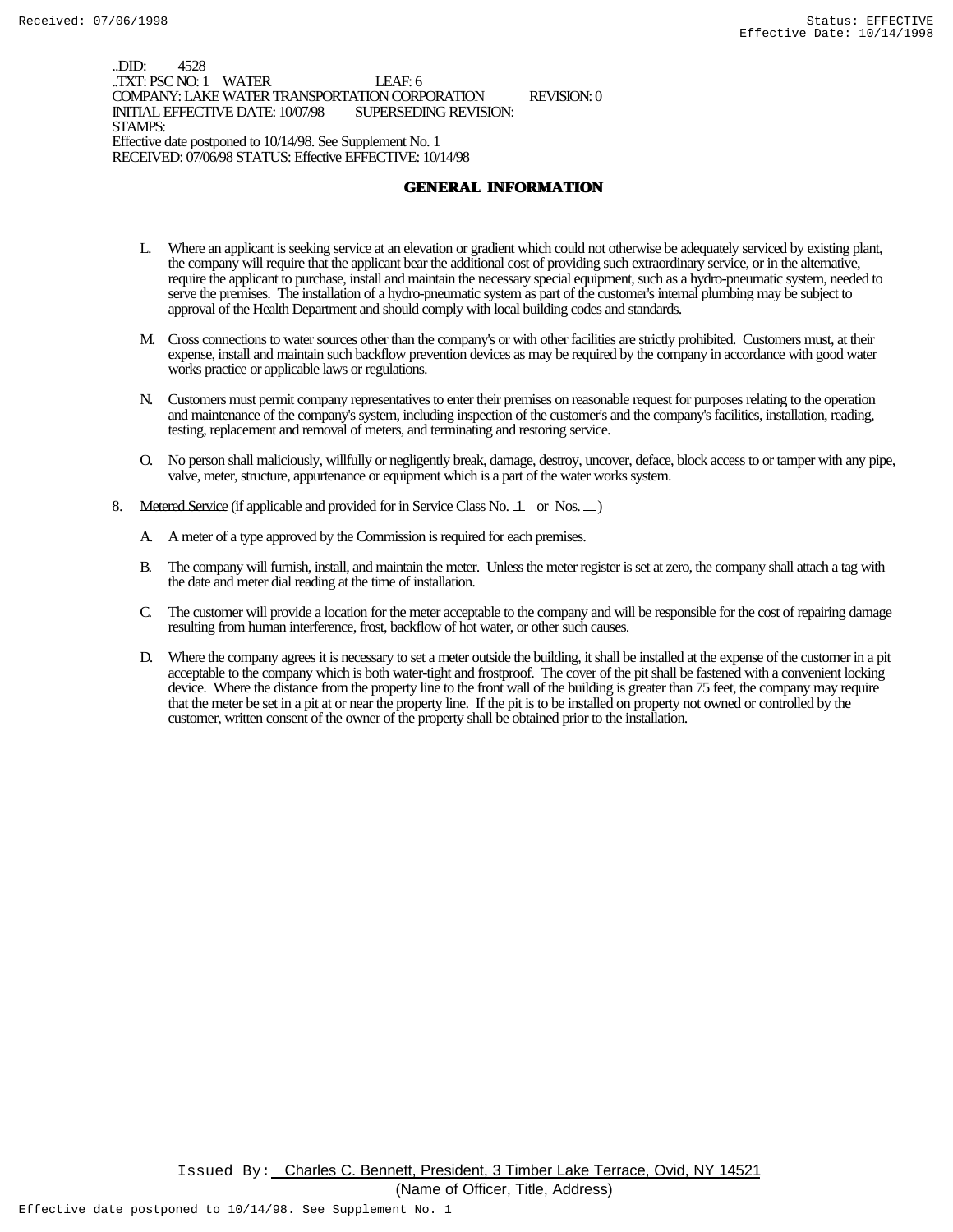..DID: 4528
..TXT: PSC NO: 1 WATER LEAF: 6
COMPANY: LAKE WATER TRANSPORTATION CORPORATION REVISION: 0
INITIAL EFFECTIVE DATE: 10/07/98 SUPERSEDING REVISION:
STAMPS:
Effective date postponed to 10/14/98. See Supplement No. 1
RECEIVED: 07/06/98 STATUS: Effective EFFECTIVE: 10/14/98

## GENERAL INFORMATION

L. Where an applicant is seeking service at an elevation or gradient which could not otherwise be adequately serviced by existing plant, the company will require that the applicant bear the additional cost of providing such extraordinary service, or in the alternative, require the applicant to purchase, install and maintain the necessary special equipment, such as a hydro-pneumatic system, needed to serve the premises. The installation of a hydro-pneumatic system as part of the customer's internal plumbing may be subject to approval of the Health Department and should comply with local building codes and standards.

M. Cross connections to water sources other than the company's or with other facilities are strictly prohibited. Customers must, at their expense, install and maintain such backflow prevention devices as may be required by the company in accordance with good water works practice or applicable laws or regulations.

N. Customers must permit company representatives to enter their premises on reasonable request for purposes relating to the operation and maintenance of the company's system, including inspection of the customer's and the company's facilities, installation, reading, testing, replacement and removal of meters, and terminating and restoring service.

O. No person shall maliciously, willfully or negligently break, damage, destroy, uncover, deface, block access to or tamper with any pipe, valve, meter, structure, appurtenance or equipment which is a part of the water works system.

8. Metered Service (if applicable and provided for in Service Class No. 1 or Nos. __)

A. A meter of a type approved by the Commission is required for each premises.

B. The company will furnish, install, and maintain the meter. Unless the meter register is set at zero, the company shall attach a tag with the date and meter dial reading at the time of installation.

C. The customer will provide a location for the meter acceptable to the company and will be responsible for the cost of repairing damage resulting from human interference, frost, backflow of hot water, or other such causes.

D. Where the company agrees it is necessary to set a meter outside the building, it shall be installed at the expense of the customer in a pit acceptable to the company which is both water-tight and frostproof. The cover of the pit shall be fastened with a convenient locking device. Where the distance from the property line to the front wall of the building is greater than 75 feet, the company may require that the meter be set in a pit at or near the property line. If the pit is to be installed on property not owned or controlled by the customer, written consent of the owner of the property shall be obtained prior to the installation.

Issued By: Charles C. Bennett, President, 3 Timber Lake Terrace, Ovid, NY 14521
(Name of Officer, Title, Address)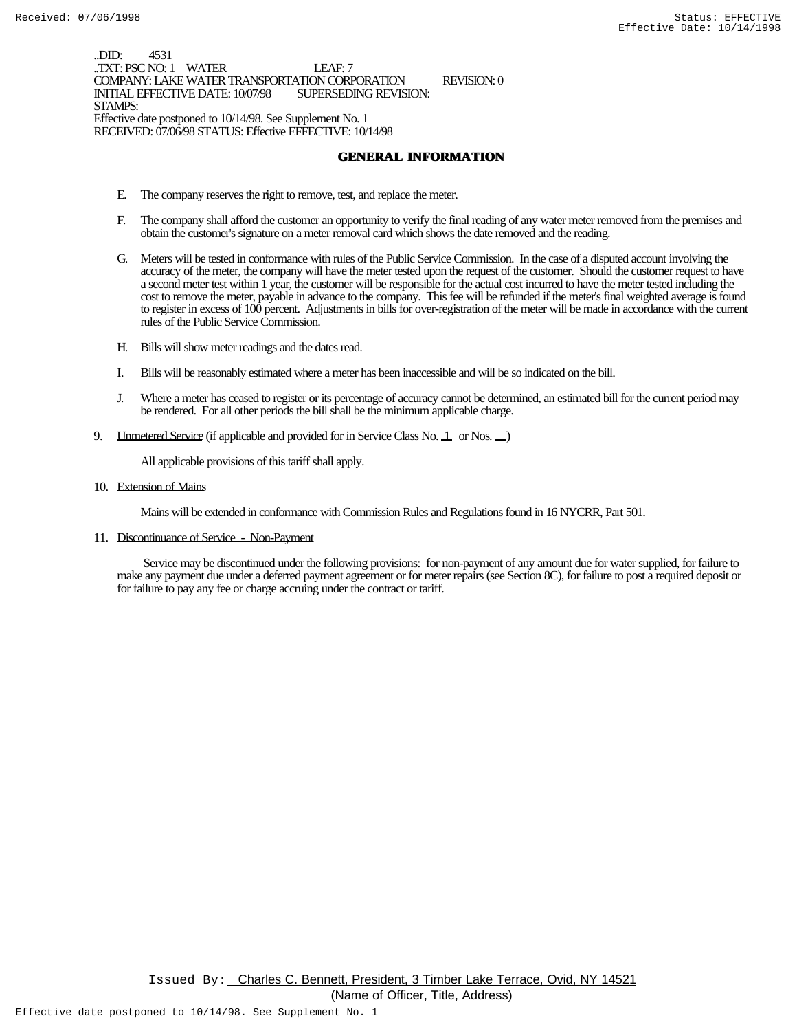..DID: 4531
..TXT: PSC NO: 1 WATER LEAF: 7
COMPANY: LAKE WATER TRANSPORTATION CORPORATION REVISION: 0
INITIAL EFFECTIVE DATE: 10/07/98 SUPERSEDING REVISION:
STAMPS:
Effective date postponed to 10/14/98. See Supplement No. 1
RECEIVED: 07/06/98 STATUS: Effective EFFECTIVE: 10/14/98

## GENERAL INFORMATION

E. The company reserves the right to remove, test, and replace the meter.

F. The company shall afford the customer an opportunity to verify the final reading of any water meter removed from the premises and obtain the customer's signature on a meter removal card which shows the date removed and the reading.

G. Meters will be tested in conformance with rules of the Public Service Commission. In the case of a disputed account involving the accuracy of the meter, the company will have the meter tested upon the request of the customer. Should the customer request to have a second meter test within 1 year, the customer will be responsible for the actual cost incurred to have the meter tested including the cost to remove the meter, payable in advance to the company. This fee will be refunded if the meter's final weighted average is found to register in excess of 100 percent. Adjustments in bills for over-registration of the meter will be made in accordance with the current rules of the Public Service Commission.

H. Bills will show meter readings and the dates read.

I. Bills will be reasonably estimated where a meter has been inaccessible and will be so indicated on the bill.

J. Where a meter has ceased to register or its percentage of accuracy cannot be determined, an estimated bill for the current period may be rendered. For all other periods the bill shall be the minimum applicable charge.

9. Unmetered Service (if applicable and provided for in Service Class No. 1 or Nos. __ )

   All applicable provisions of this tariff shall apply.

10. Extension of Mains

    Mains will be extended in conformance with Commission Rules and Regulations found in 16 NYCRR, Part 501.

11. Discontinuance of Service - Non-Payment

    Service may be discontinued under the following provisions: for non-payment of any amount due for water supplied, for failure to make any payment due under a deferred payment agreement or for meter repairs (see Section 8C), for failure to post a required deposit or for failure to pay any fee or charge accruing under the contract or tariff.

Issued By: Charles C. Bennett, President, 3 Timber Lake Terrace, Ovid, NY 14521
(Name of Officer, Title, Address)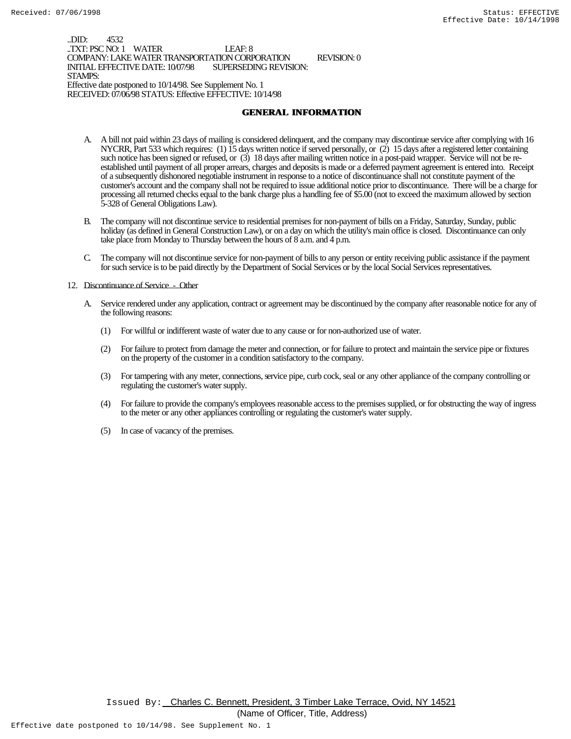..DID: 4532
..TXT: PSC NO: 1 WATER LEAF: 8
COMPANY: LAKE WATER TRANSPORTATION CORPORATION REVISION: 0
INITIAL EFFECTIVE DATE: 10/07/98 SUPERSEDING REVISION:
STAMPS:
Effective date postponed to 10/14/98. See Supplement No. 1
RECEIVED: 07/06/98 STATUS: Effective EFFECTIVE: 10/14/98

## GENERAL INFORMATION

A. A bill not paid within 23 days of mailing is considered delinquent, and the company may discontinue service after complying with 16 NYCRR, Part 533 which requires: (1) 15 days written notice if served personally, or (2) 15 days after a registered letter containing such notice has been signed or refused, or (3) 18 days after mailing written notice in a post-paid wrapper. Service will not be re-established until payment of all proper arrears, charges and deposits is made or a deferred payment agreement is entered into. Receipt of a subsequently dishonored negotiable instrument in response to a notice of discontinuance shall not constitute payment of the customer's account and the company shall not be required to issue additional notice prior to discontinuance. There will be a charge for processing all returned checks equal to the bank charge plus a handling fee of $5.00 (not to exceed the maximum allowed by section 5-328 of General Obligations Law).

B. The company will not discontinue service to residential premises for non-payment of bills on a Friday, Saturday, Sunday, public holiday (as defined in General Construction Law), or on a day on which the utility's main office is closed. Discontinuance can only take place from Monday to Thursday between the hours of 8 a.m. and 4 p.m.

C. The company will not discontinue service for non-payment of bills to any person or entity receiving public assistance if the payment for such service is to be paid directly by the Department of Social Services or by the local Social Services representatives.

12. Discontinuance of Service - Other

A. Service rendered under any application, contract or agreement may be discontinued by the company after reasonable notice for any of the following reasons:

(1) For willful or indifferent waste of water due to any cause or for non-authorized use of water.

(2) For failure to protect from damage the meter and connection, or for failure to protect and maintain the service pipe or fixtures on the property of the customer in a condition satisfactory to the company.

(3) For tampering with any meter, connections, service pipe, curb cock, seal or any other appliance of the company controlling or regulating the customer's water supply.

(4) For failure to provide the company's employees reasonable access to the premises supplied, or for obstructing the way of ingress to the meter or any other appliances controlling or regulating the customer's water supply.

(5) In case of vacancy of the premises.

Issued By: Charles C. Bennett, President, 3 Timber Lake Terrace, Ovid, NY 14521
(Name of Officer, Title, Address)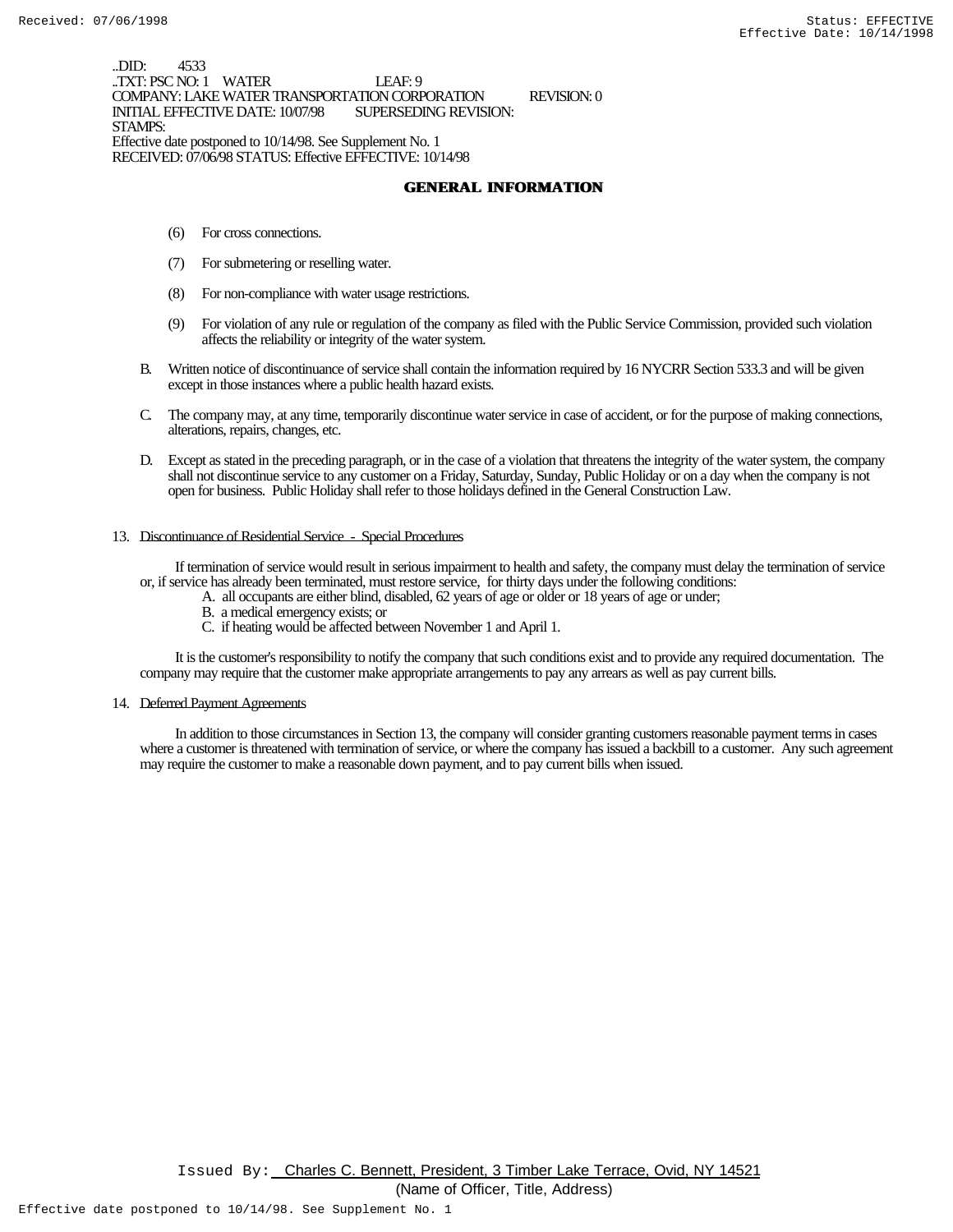..DID: 4533
..TXT: PSC NO: 1 WATER LEAF: 9
COMPANY: LAKE WATER TRANSPORTATION CORPORATION REVISION: 0
INITIAL EFFECTIVE DATE: 10/07/98 SUPERSEDING REVISION:
STAMPS:
Effective date postponed to 10/14/98. See Supplement No. 1
RECEIVED: 07/06/98 STATUS: Effective EFFECTIVE: 10/14/98

## GENERAL INFORMATION

(6) For cross connections.

(7) For submetering or reselling water.

(8) For non-compliance with water usage restrictions.

(9) For violation of any rule or regulation of the company as filed with the Public Service Commission, provided such violation affects the reliability or integrity of the water system.

B. Written notice of discontinuance of service shall contain the information required by 16 NYCRR Section 533.3 and will be given except in those instances where a public health hazard exists.

C. The company may, at any time, temporarily discontinue water service in case of accident, or for the purpose of making connections, alterations, repairs, changes, etc.

D. Except as stated in the preceding paragraph, or in the case of a violation that threatens the integrity of the water system, the company shall not discontinue service to any customer on a Friday, Saturday, Sunday, Public Holiday or on a day when the company is not open for business. Public Holiday shall refer to those holidays defined in the General Construction Law.

13. Discontinuance of Residential Service - Special Procedures

If termination of service would result in serious impairment to health and safety, the company must delay the termination of service or, if service has already been terminated, must restore service, for thirty days under the following conditions:

A. all occupants are either blind, disabled, 62 years of age or older or 18 years of age or under;
B. a medical emergency exists; or
C. if heating would be affected between November 1 and April 1.

It is the customer's responsibility to notify the company that such conditions exist and to provide any required documentation. The company may require that the customer make appropriate arrangements to pay any arrears as well as pay current bills.

14. Deferred Payment Agreements

In addition to those circumstances in Section 13, the company will consider granting customers reasonable payment terms in cases where a customer is threatened with termination of service, or where the company has issued a backbill to a customer. Any such agreement may require the customer to make a reasonable down payment, and to pay current bills when issued.

Issued By: Charles C. Bennett, President, 3 Timber Lake Terrace, Ovid, NY 14521
(Name of Officer, Title, Address)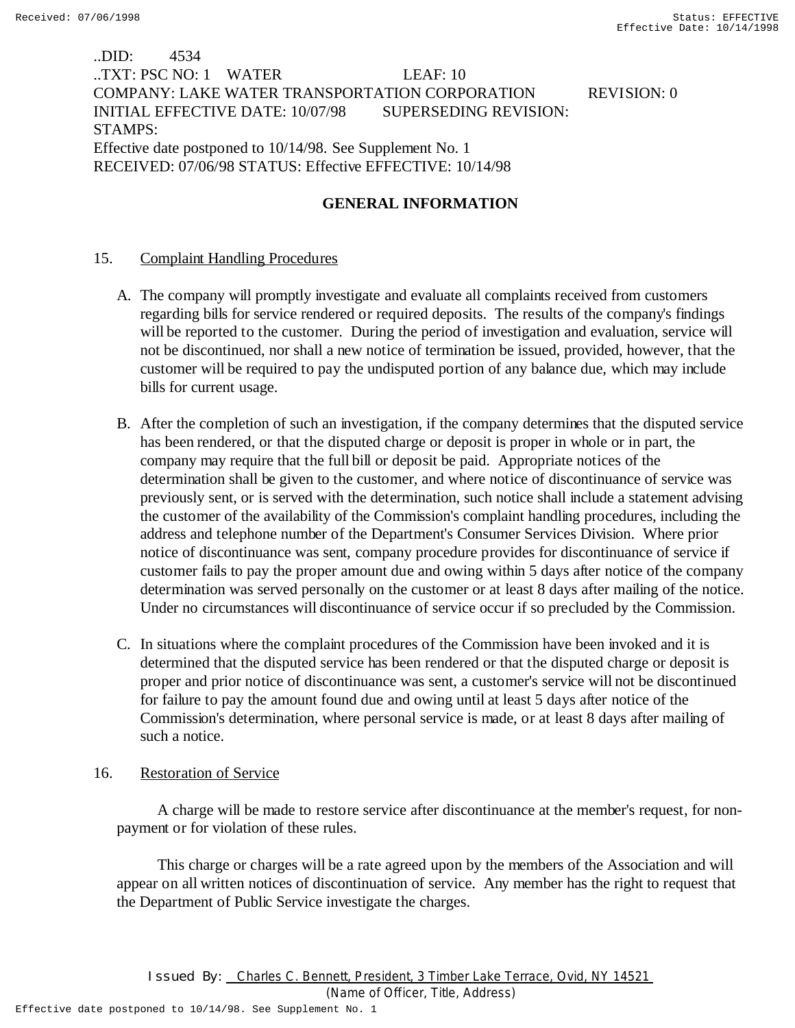..DID: 4534
..TXT: PSC NO: 1 WATER LEAF: 10
COMPANY: LAKE WATER TRANSPORTATION CORPORATION REVISION: 0
INITIAL EFFECTIVE DATE: 10/07/98 SUPERSEDING REVISION:
STAMPS:
Effective date postponed to 10/14/98. See Supplement No. 1
RECEIVED: 07/06/98 STATUS: Effective EFFECTIVE: 10/14/98

## GENERAL INFORMATION

15. Complaint Handling Procedures

A. The company will promptly investigate and evaluate all complaints received from customers regarding bills for service rendered or required deposits. The results of the company's findings will be reported to the customer. During the period of investigation and evaluation, service will not be discontinued, nor shall a new notice of termination be issued, provided, however, that the customer will be required to pay the undisputed portion of any balance due, which may include bills for current usage.

B. After the completion of such an investigation, if the company determines that the disputed service has been rendered, or that the disputed charge or deposit is proper in whole or in part, the company may require that the full bill or deposit be paid. Appropriate notices of the determination shall be given to the customer, and where notice of discontinuance of service was previously sent, or is served with the determination, such notice shall include a statement advising the customer of the availability of the Commission's complaint handling procedures, including the address and telephone number of the Department's Consumer Services Division. Where prior notice of discontinuance was sent, company procedure provides for discontinuance of service if customer fails to pay the proper amount due and owing within 5 days after notice of the company determination was served personally on the customer or at least 8 days after mailing of the notice. Under no circumstances will discontinuance of service occur if so precluded by the Commission.

C. In situations where the complaint procedures of the Commission have been invoked and it is determined that the disputed service has been rendered or that the disputed charge or deposit is proper and prior notice of discontinuance was sent, a customer's service will not be discontinued for failure to pay the amount found due and owing until at least 5 days after notice of the Commission's determination, where personal service is made, or at least 8 days after mailing of such a notice.

16. Restoration of Service

A charge will be made to restore service after discontinuance at the member's request, for non-payment or for violation of these rules.

This charge or charges will be a rate agreed upon by the members of the Association and will appear on all written notices of discontinuation of service. Any member has the right to request that the Department of Public Service investigate the charges.

Issued By: Charles C. Bennett, President, 3 Timber Lake Terrace, Ovid, NY 14521
(Name of Officer, Title, Address)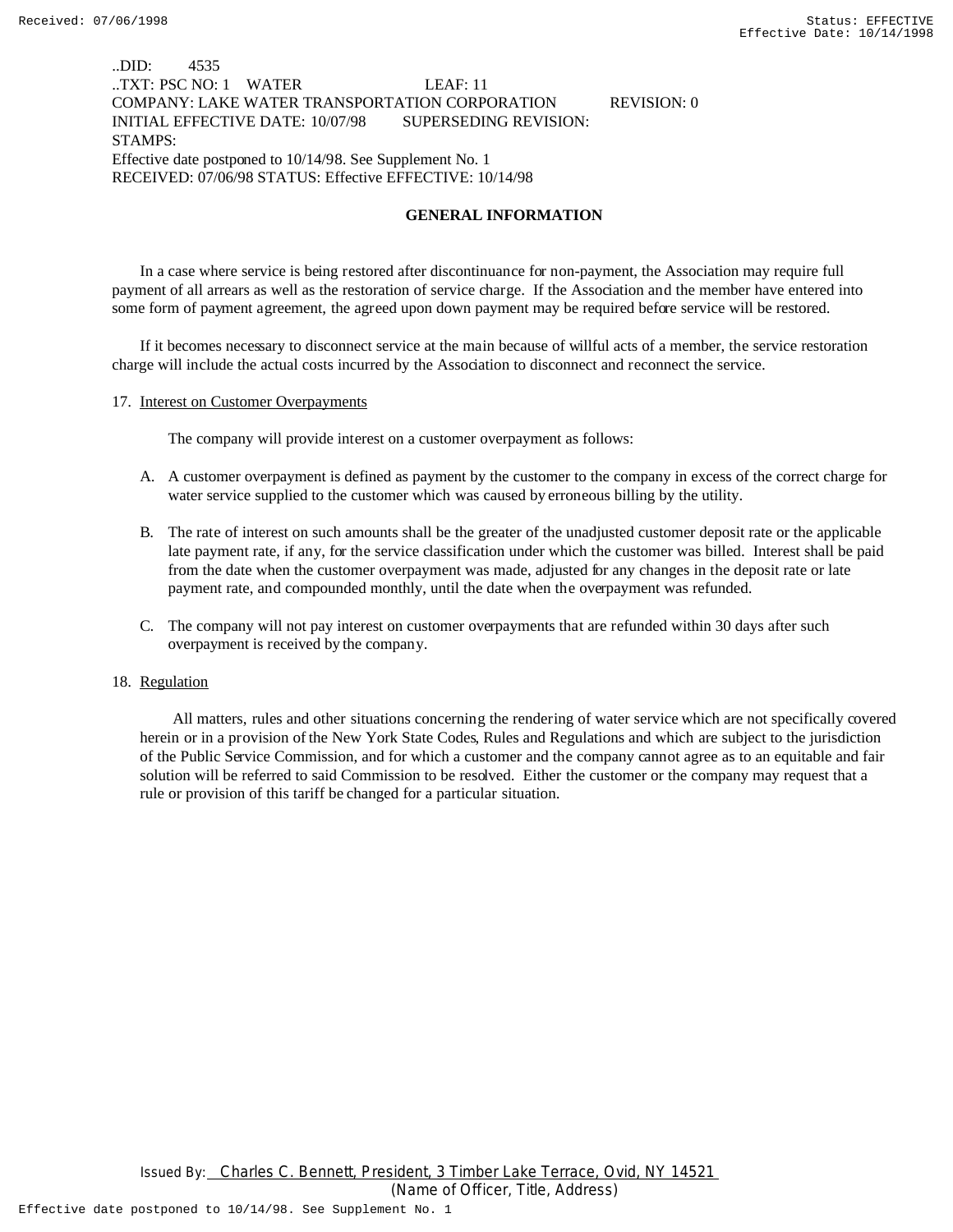..DID: 4535
..TXT: PSC NO: 1 WATER LEAF: 11
COMPANY: LAKE WATER TRANSPORTATION CORPORATION REVISION: 0
INITIAL EFFECTIVE DATE: 10/07/98 SUPERSEDING REVISION:
STAMPS:
Effective date postponed to 10/14/98. See Supplement No. 1
RECEIVED: 07/06/98 STATUS: Effective EFFECTIVE: 10/14/98

**GENERAL INFORMATION**

In a case where service is being restored after discontinuance for non-payment, the Association may require full payment of all arrears as well as the restoration of service charge. If the Association and the member have entered into some form of payment agreement, the agreed upon down payment may be required before service will be restored.

If it becomes necessary to disconnect service at the main because of willful acts of a member, the service restoration charge will include the actual costs incurred by the Association to disconnect and reconnect the service.

17. Interest on Customer Overpayments

The company will provide interest on a customer overpayment as follows:

A. A customer overpayment is defined as payment by the customer to the company in excess of the correct charge for water service supplied to the customer which was caused by erroneous billing by the utility.

B. The rate of interest on such amounts shall be the greater of the unadjusted customer deposit rate or the applicable late payment rate, if any, for the service classification under which the customer was billed. Interest shall be paid from the date when the customer overpayment was made, adjusted for any changes in the deposit rate or late payment rate, and compounded monthly, until the date when the overpayment was refunded.

C. The company will not pay interest on customer overpayments that are refunded within 30 days after such overpayment is received by the company.

18. Regulation

All matters, rules and other situations concerning the rendering of water service which are not specifically covered herein or in a provision of the New York State Codes, Rules and Regulations and which are subject to the jurisdiction of the Public Service Commission, and for which a customer and the company cannot agree as to an equitable and fair solution will be referred to said Commission to be resolved. Either the customer or the company may request that a rule or provision of this tariff be changed for a particular situation.

Issued By: Charles C. Bennett, President, 3 Timber Lake Terrace, Ovid, NY 14521
(Name of Officer, Title, Address)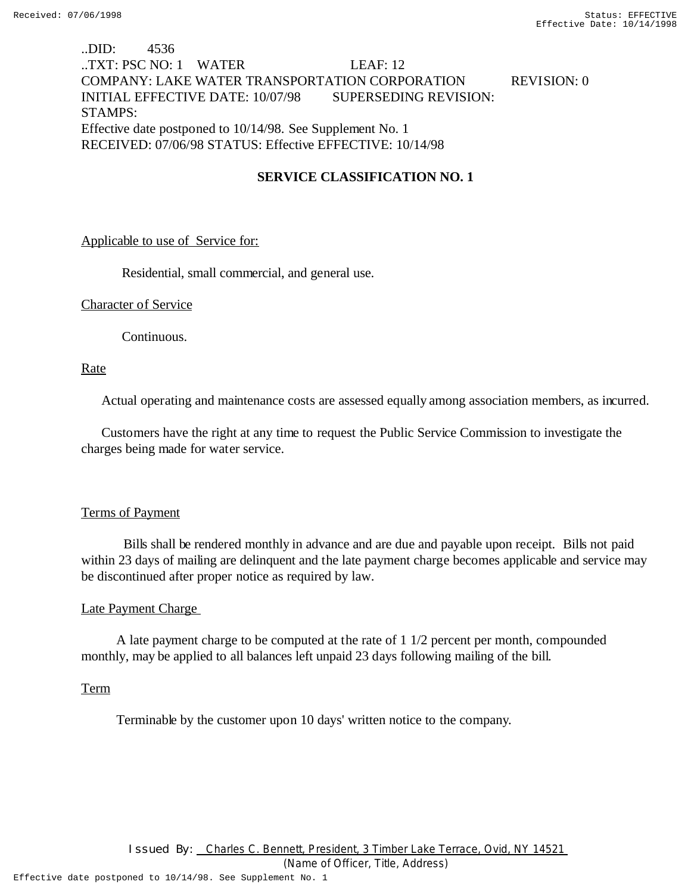..DID: 4536
..TXT: PSC NO: 1 WATER LEAF: 12
COMPANY: LAKE WATER TRANSPORTATION CORPORATION REVISION: 0
INITIAL EFFECTIVE DATE: 10/07/98 SUPERSEDING REVISION:
STAMPS:
Effective date postponed to 10/14/98. See Supplement No. 1
RECEIVED: 07/06/98 STATUS: Effective EFFECTIVE: 10/14/98

## SERVICE CLASSIFICATION NO. 1

Applicable to use of Service for:

Residential, small commercial, and general use.

Character of Service

Continuous.

Rate

Actual operating and maintenance costs are assessed equally among association members, as incurred.

Customers have the right at any time to request the Public Service Commission to investigate the charges being made for water service.

Terms of Payment

Bills shall be rendered monthly in advance and are due and payable upon receipt. Bills not paid within 23 days of mailing are delinquent and the late payment charge becomes applicable and service may be discontinued after proper notice as required by law.

Late Payment Charge

A late payment charge to be computed at the rate of 1 1/2 percent per month, compounded monthly, may be applied to all balances left unpaid 23 days following mailing of the bill.

Term

Terminable by the customer upon 10 days' written notice to the company.

Issued By: Charles C. Bennett, President, 3 Timber Lake Terrace, Ovid, NY 14521
(Name of Officer, Title, Address)